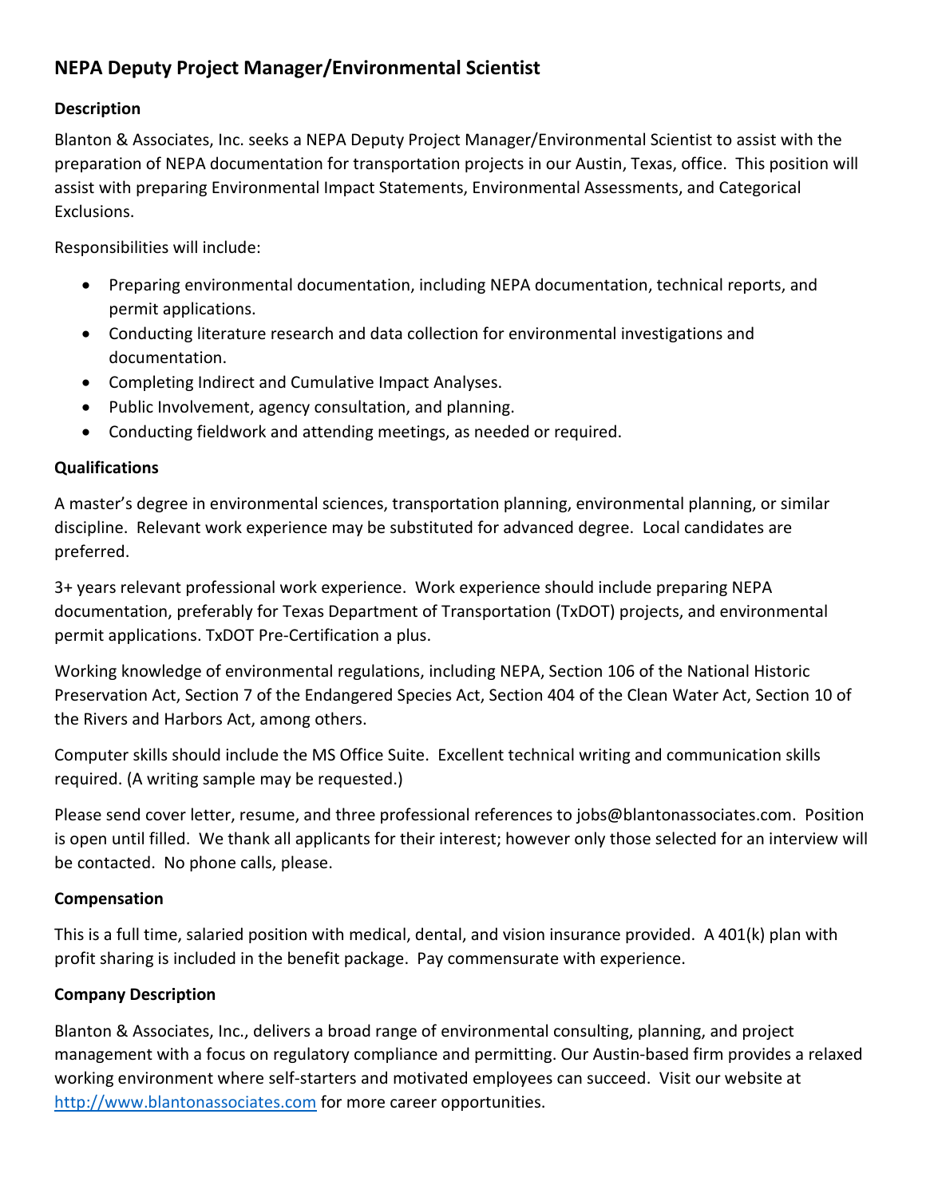# NEPA Deputy Project Manager/Environmental Scientist

## Description

Blanton & Associates, Inc. seeks a NEPA Deputy Project Manager/Environmental Scientist to assist with the preparation of NEPA documentation for transportation projects in our Austin, Texas, office. This position will assist with preparing Environmental Impact Statements, Environmental Assessments, and Categorical Exclusions.

Responsibilities will include:

- Preparing environmental documentation, including NEPA documentation, technical reports, and permit applications.
- Conducting literature research and data collection for environmental investigations and documentation.
- Completing Indirect and Cumulative Impact Analyses.
- Public Involvement, agency consultation, and planning.
- Conducting fieldwork and attending meetings, as needed or required.

## Qualifications

A master's degree in environmental sciences, transportation planning, environmental planning, or similar discipline. Relevant work experience may be substituted for advanced degree. Local candidates are preferred.

3+ years relevant professional work experience. Work experience should include preparing NEPA documentation, preferably for Texas Department of Transportation (TxDOT) projects, and environmental permit applications. TxDOT Pre-Certification a plus.

Working knowledge of environmental regulations, including NEPA, Section 106 of the National Historic Preservation Act, Section 7 of the Endangered Species Act, Section 404 of the Clean Water Act, Section 10 of the Rivers and Harbors Act, among others.

Computer skills should include the MS Office Suite. Excellent technical writing and communication skills required. (A writing sample may be requested.)

Please send cover letter, resume, and three professional references to jobs@blantonassociates.com. Position is open until filled. We thank all applicants for their interest; however only those selected for an interview will be contacted. No phone calls, please.

## Compensation

This is a full time, salaried position with medical, dental, and vision insurance provided. A 401(k) plan with profit sharing is included in the benefit package. Pay commensurate with experience.

## Company Description

Blanton & Associates, Inc., delivers a broad range of environmental consulting, planning, and project management with a focus on regulatory compliance and permitting. Our Austin-based firm provides a relaxed working environment where self-starters and motivated employees can succeed. Visit our website at [http://www.blantonassociates.com](http://www.blantonassociates.com) for more career opportunities.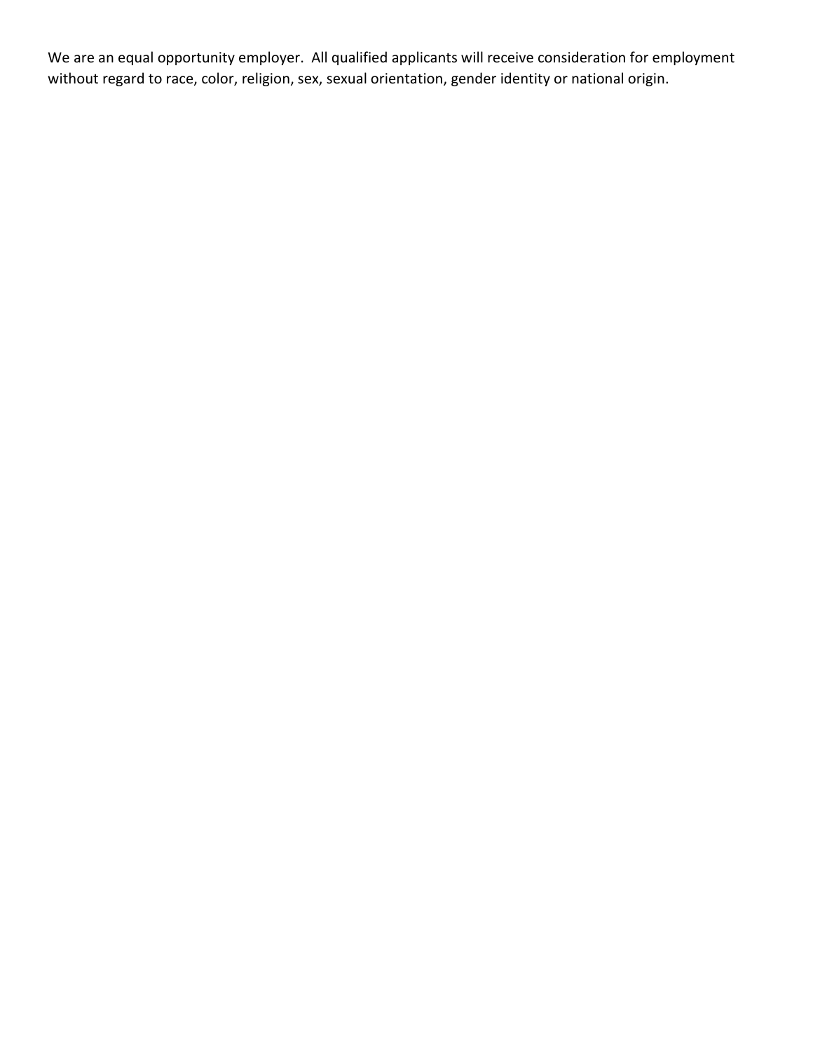We are an equal opportunity employer.  All qualified applicants will receive consideration for employment without regard to race, color, religion, sex, sexual orientation, gender identity or national origin.